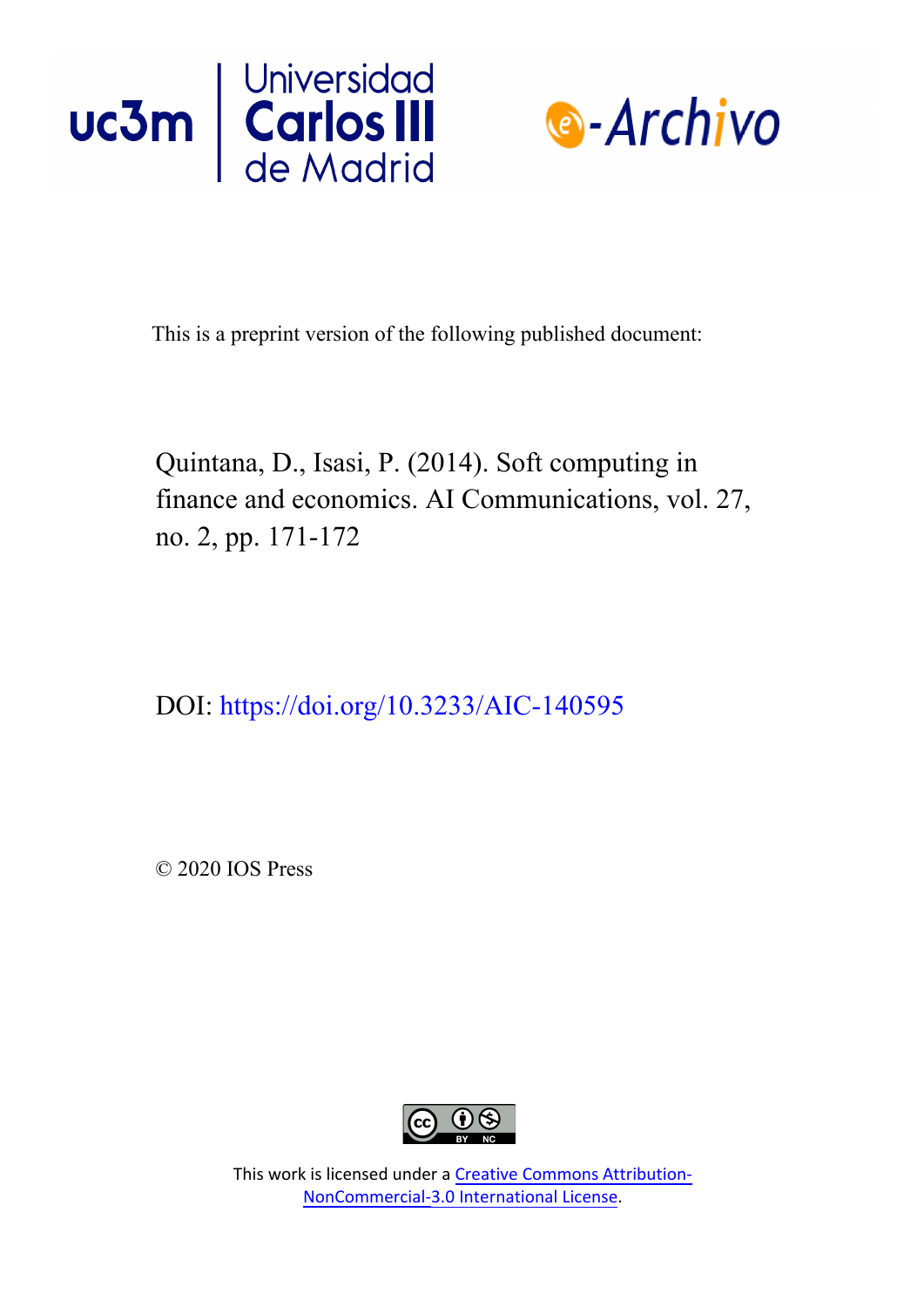This is a preprint version of the following published document:

Quintana, D., Isasi, P. (2014). Soft computing in finance and economics. AI Communications, vol. 27, no. 2, pp. 171-172

DOI: https://doi.org/10.3233/AIC-140595

© 2020 IOS Press

This work is licensed under a Creative Commons Attribution-NonCommercial-3.0 International License.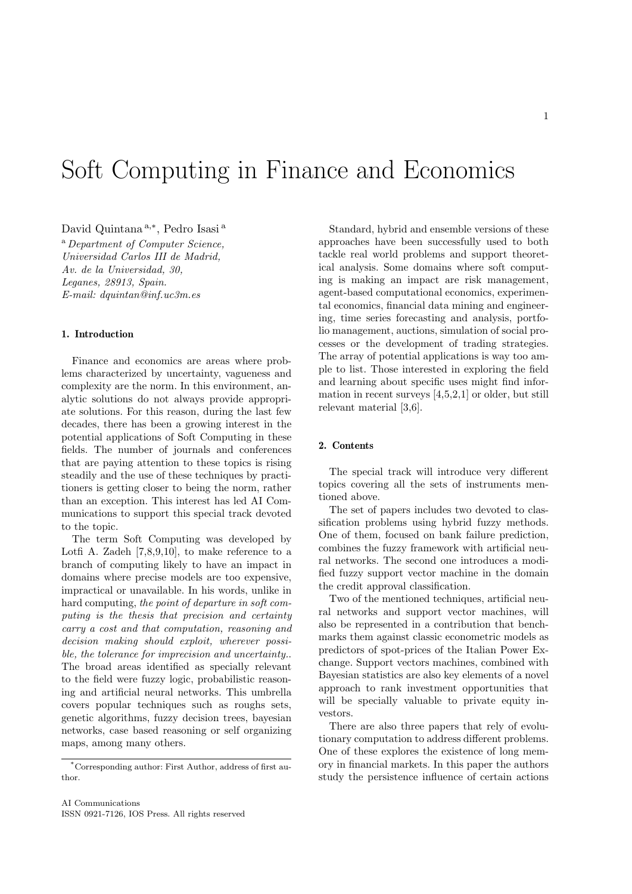# Soft Computing in Finance and Economics

David Quintana [a,*], Pedro Isasi [a]

[a] *Department of Computer Science, Universidad Carlos III de Madrid, Av. de la Universidad, 30, Leganes, 28913, Spain.*
*E-mail: dquintan@inf.uc3m.es*

## 1. Introduction

Finance and economics are areas where problems characterized by uncertainty, vagueness and complexity are the norm. In this environment, analytic solutions do not always provide appropriate solutions. For this reason, during the last few decades, there has been a growing interest in the potential applications of Soft Computing in these fields. The number of journals and conferences that are paying attention to these topics is rising steadily and the use of these techniques by practitioners is getting closer to being the norm, rather than an exception. This interest has led AI Communications to support this special track devoted to the topic.

The term Soft Computing was developed by Lotfi A. Zadeh [7,8,9,10], to make reference to a branch of computing likely to have an impact in domains where precise models are too expensive, impractical or unavailable. In his words, unlike in hard computing, *the point of departure in soft computing is the thesis that precision and certainty carry a cost and that computation, reasoning and decision making should exploit, wherever possible, the tolerance for imprecision and uncertainty.*. The broad areas identified as specially relevant to the field were fuzzy logic, probabilistic reasoning and artificial neural networks. This umbrella covers popular techniques such as roughs sets, genetic algorithms, fuzzy decision trees, bayesian networks, case based reasoning or self organizing maps, among many others.

Standard, hybrid and ensemble versions of these approaches have been successfully used to both tackle real world problems and support theoretical analysis. Some domains where soft computing is making an impact are risk management, agent-based computational economics, experimental economics, financial data mining and engineering, time series forecasting and analysis, portfolio management, auctions, simulation of social processes or the development of trading strategies. The array of potential applications is way too ample to list. Those interested in exploring the field and learning about specific uses might find information in recent surveys [4,5,2,1] or older, but still relevant material [3,6].

## 2. Contents

The special track will introduce very different topics covering all the sets of instruments mentioned above.

The set of papers includes two devoted to classification problems using hybrid fuzzy methods. One of them, focused on bank failure prediction, combines the fuzzy framework with artificial neural networks. The second one introduces a modified fuzzy support vector machine in the domain the credit approval classification.

Two of the mentioned techniques, artificial neural networks and support vector machines, will also be represented in a contribution that benchmarks them against classic econometric models as predictors of spot-prices of the Italian Power Exchange. Support vectors machines, combined with Bayesian statistics are also key elements of a novel approach to rank investment opportunities that will be specially valuable to private equity investors.

There are also three papers that rely of evolutionary computation to address different problems. One of these explores the existence of long memory in financial markets. In this paper the authors study the persistence influence of certain actions

*Corresponding author: First Author, address of first author.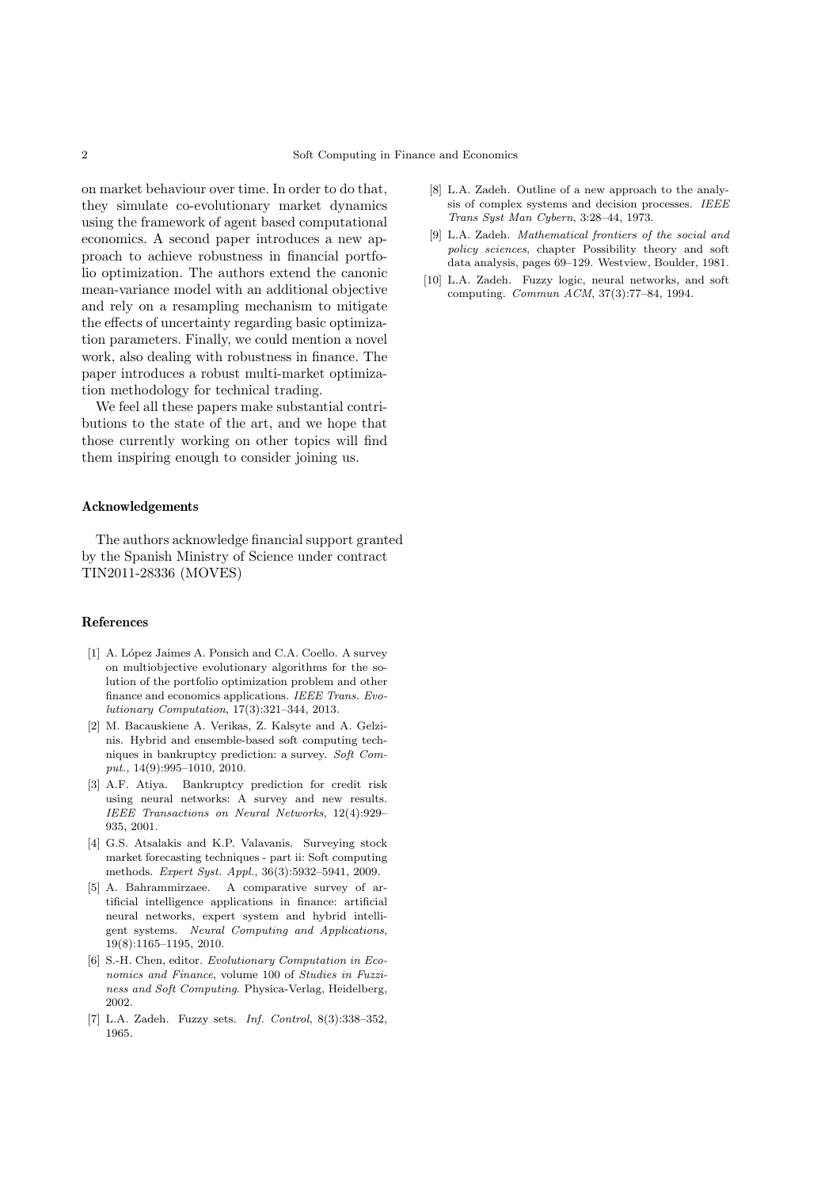on market behaviour over time. In order to do that, they simulate co-evolutionary market dynamics using the framework of agent based computational economics. A second paper introduces a new approach to achieve robustness in financial portfolio optimization. The authors extend the canonic mean-variance model with an additional objective and rely on a resampling mechanism to mitigate the effects of uncertainty regarding basic optimization parameters. Finally, we could mention a novel work, also dealing with robustness in finance. The paper introduces a robust multi-market optimization methodology for technical trading.

We feel all these papers make substantial contributions to the state of the art, and we hope that those currently working on other topics will find them inspiring enough to consider joining us.

## Acknowledgements

The authors acknowledge financial support granted by the Spanish Ministry of Science under contract TIN2011-28336 (MOVES)

## References

[1] A. López Jaimes A. Ponsich and C.A. Coello. A survey on multiobjective evolutionary algorithms for the solution of the portfolio optimization problem and other finance and economics applications. *IEEE Trans. Evolutionary Computation*, 17(3):321–344, 2013.

[2] M. Bacauskiene A. Verikas, Z. Kalsyte and A. Gelzinis. Hybrid and ensemble-based soft computing techniques in bankruptcy prediction: a survey. *Soft Comput.*, 14(9):995–1010, 2010.

[3] A.F. Atiya. Bankruptcy prediction for credit risk using neural networks: A survey and new results. *IEEE Transactions on Neural Networks*, 12(4):929–935, 2001.

[4] G.S. Atsalakis and K.P. Valavanis. Surveying stock market forecasting techniques - part ii: Soft computing methods. *Expert Syst. Appl.*, 36(3):5932–5941, 2009.

[5] A. Bahrammirzaee. A comparative survey of artificial intelligence applications in finance: artificial neural networks, expert system and hybrid intelligent systems. *Neural Computing and Applications*, 19(8):1165–1195, 2010.

[6] S.-H. Chen, editor. *Evolutionary Computation in Economics and Finance*, volume 100 of *Studies in Fuzziness and Soft Computing*. Physica-Verlag, Heidelberg, 2002.

[7] L.A. Zadeh. Fuzzy sets. *Inf. Control*, 8(3):338–352, 1965.

[8] L.A. Zadeh. Outline of a new approach to the analysis of complex systems and decision processes. *IEEE Trans Syst Man Cybern*, 3:28–44, 1973.

[9] L.A. Zadeh. *Mathematical frontiers of the social and policy sciences*, chapter Possibility theory and soft data analysis, pages 69–129. Westview, Boulder, 1981.

[10] L.A. Zadeh. Fuzzy logic, neural networks, and soft computing. *Commun ACM*, 37(3):77–84, 1994.